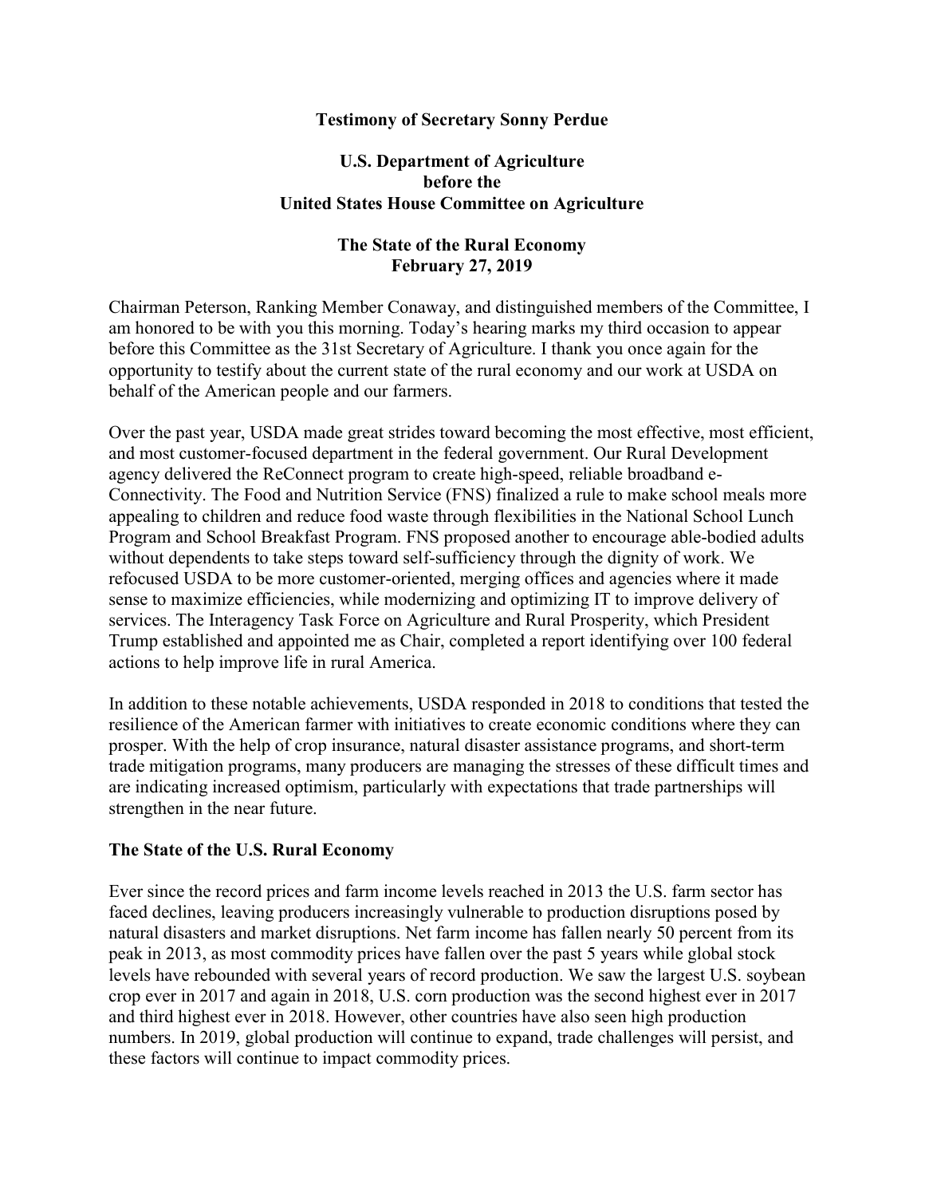**Testimony of Secretary Sonny Perdue**

**U.S. Department of Agriculture**
**before the**
**United States House Committee on Agriculture**

**The State of the Rural Economy**
**February 27, 2019**

Chairman Peterson, Ranking Member Conaway, and distinguished members of the Committee, I am honored to be with you this morning. Today's hearing marks my third occasion to appear before this Committee as the 31st Secretary of Agriculture. I thank you once again for the opportunity to testify about the current state of the rural economy and our work at USDA on behalf of the American people and our farmers.

Over the past year, USDA made great strides toward becoming the most effective, most efficient, and most customer-focused department in the federal government. Our Rural Development agency delivered the ReConnect program to create high-speed, reliable broadband e-Connectivity. The Food and Nutrition Service (FNS) finalized a rule to make school meals more appealing to children and reduce food waste through flexibilities in the National School Lunch Program and School Breakfast Program. FNS proposed another to encourage able-bodied adults without dependents to take steps toward self-sufficiency through the dignity of work. We refocused USDA to be more customer-oriented, merging offices and agencies where it made sense to maximize efficiencies, while modernizing and optimizing IT to improve delivery of services. The Interagency Task Force on Agriculture and Rural Prosperity, which President Trump established and appointed me as Chair, completed a report identifying over 100 federal actions to help improve life in rural America.

In addition to these notable achievements, USDA responded in 2018 to conditions that tested the resilience of the American farmer with initiatives to create economic conditions where they can prosper. With the help of crop insurance, natural disaster assistance programs, and short-term trade mitigation programs, many producers are managing the stresses of these difficult times and are indicating increased optimism, particularly with expectations that trade partnerships will strengthen in the near future.

**The State of the U.S. Rural Economy**

Ever since the record prices and farm income levels reached in 2013 the U.S. farm sector has faced declines, leaving producers increasingly vulnerable to production disruptions posed by natural disasters and market disruptions. Net farm income has fallen nearly 50 percent from its peak in 2013, as most commodity prices have fallen over the past 5 years while global stock levels have rebounded with several years of record production. We saw the largest U.S. soybean crop ever in 2017 and again in 2018, U.S. corn production was the second highest ever in 2017 and third highest ever in 2018. However, other countries have also seen high production numbers. In 2019, global production will continue to expand, trade challenges will persist, and these factors will continue to impact commodity prices.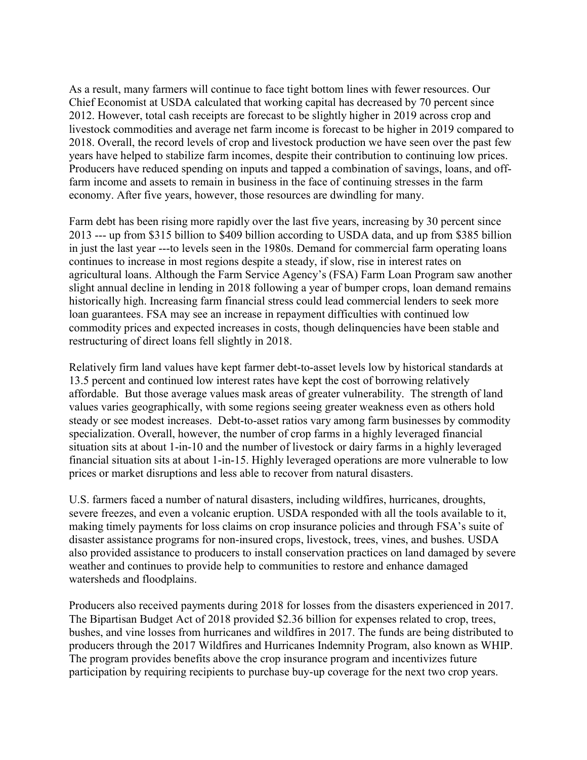As a result, many farmers will continue to face tight bottom lines with fewer resources. Our Chief Economist at USDA calculated that working capital has decreased by 70 percent since 2012. However, total cash receipts are forecast to be slightly higher in 2019 across crop and livestock commodities and average net farm income is forecast to be higher in 2019 compared to 2018. Overall, the record levels of crop and livestock production we have seen over the past few years have helped to stabilize farm incomes, despite their contribution to continuing low prices. Producers have reduced spending on inputs and tapped a combination of savings, loans, and off-farm income and assets to remain in business in the face of continuing stresses in the farm economy. After five years, however, those resources are dwindling for many.

Farm debt has been rising more rapidly over the last five years, increasing by 30 percent since 2013 --- up from $315 billion to $409 billion according to USDA data, and up from $385 billion in just the last year ---to levels seen in the 1980s. Demand for commercial farm operating loans continues to increase in most regions despite a steady, if slow, rise in interest rates on agricultural loans. Although the Farm Service Agency's (FSA) Farm Loan Program saw another slight annual decline in lending in 2018 following a year of bumper crops, loan demand remains historically high. Increasing farm financial stress could lead commercial lenders to seek more loan guarantees. FSA may see an increase in repayment difficulties with continued low commodity prices and expected increases in costs, though delinquencies have been stable and restructuring of direct loans fell slightly in 2018.

Relatively firm land values have kept farmer debt-to-asset levels low by historical standards at 13.5 percent and continued low interest rates have kept the cost of borrowing relatively affordable. But those average values mask areas of greater vulnerability. The strength of land values varies geographically, with some regions seeing greater weakness even as others hold steady or see modest increases. Debt-to-asset ratios vary among farm businesses by commodity specialization. Overall, however, the number of crop farms in a highly leveraged financial situation sits at about 1-in-10 and the number of livestock or dairy farms in a highly leveraged financial situation sits at about 1-in-15. Highly leveraged operations are more vulnerable to low prices or market disruptions and less able to recover from natural disasters.

U.S. farmers faced a number of natural disasters, including wildfires, hurricanes, droughts, severe freezes, and even a volcanic eruption. USDA responded with all the tools available to it, making timely payments for loss claims on crop insurance policies and through FSA's suite of disaster assistance programs for non-insured crops, livestock, trees, vines, and bushes. USDA also provided assistance to producers to install conservation practices on land damaged by severe weather and continues to provide help to communities to restore and enhance damaged watersheds and floodplains.

Producers also received payments during 2018 for losses from the disasters experienced in 2017. The Bipartisan Budget Act of 2018 provided $2.36 billion for expenses related to crop, trees, bushes, and vine losses from hurricanes and wildfires in 2017. The funds are being distributed to producers through the 2017 Wildfires and Hurricanes Indemnity Program, also known as WHIP. The program provides benefits above the crop insurance program and incentivizes future participation by requiring recipients to purchase buy-up coverage for the next two crop years.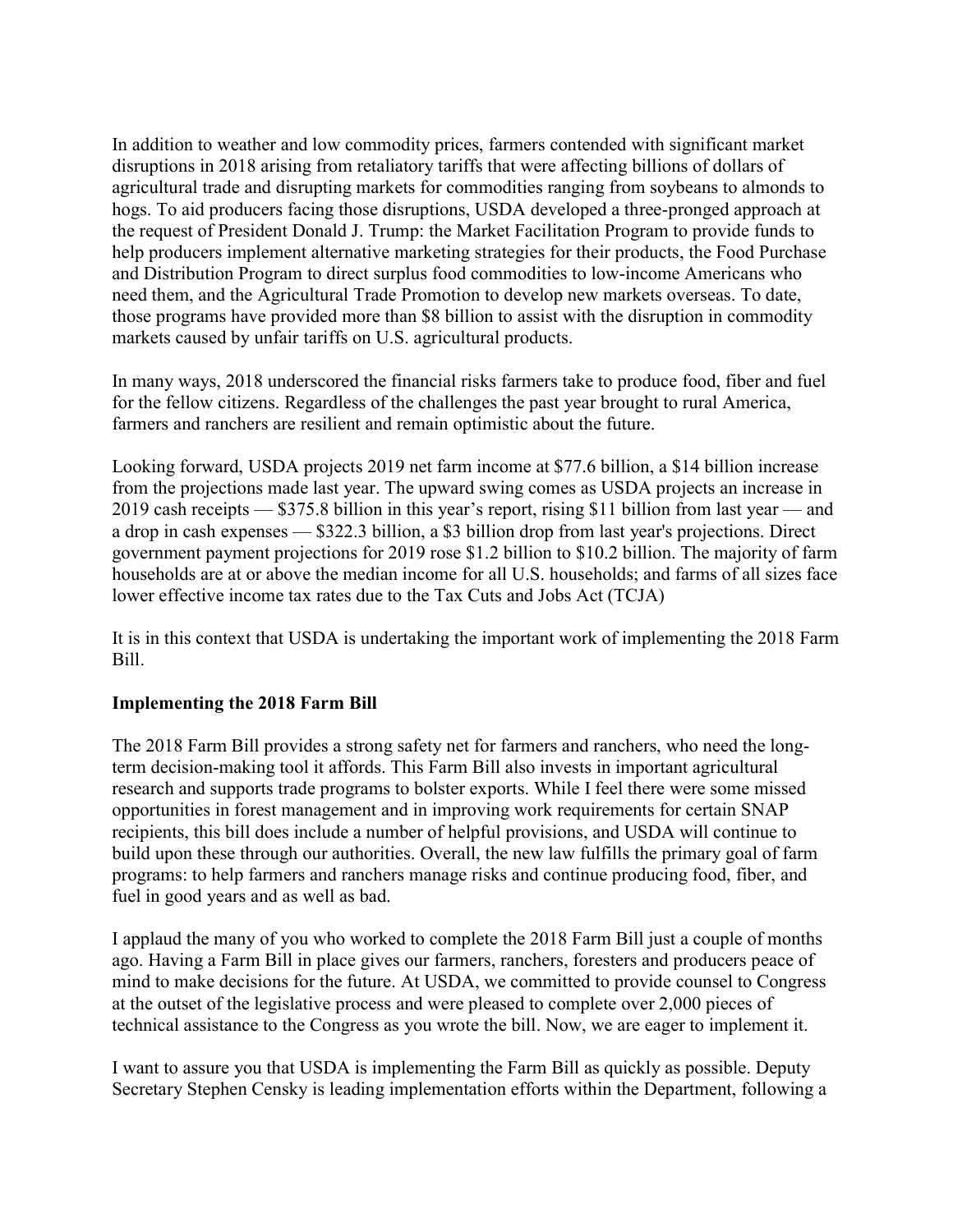In addition to weather and low commodity prices, farmers contended with significant market disruptions in 2018 arising from retaliatory tariffs that were affecting billions of dollars of agricultural trade and disrupting markets for commodities ranging from soybeans to almonds to hogs. To aid producers facing those disruptions, USDA developed a three-pronged approach at the request of President Donald J. Trump: the Market Facilitation Program to provide funds to help producers implement alternative marketing strategies for their products, the Food Purchase and Distribution Program to direct surplus food commodities to low-income Americans who need them, and the Agricultural Trade Promotion to develop new markets overseas. To date, those programs have provided more than $8 billion to assist with the disruption in commodity markets caused by unfair tariffs on U.S. agricultural products.

In many ways, 2018 underscored the financial risks farmers take to produce food, fiber and fuel for the fellow citizens. Regardless of the challenges the past year brought to rural America, farmers and ranchers are resilient and remain optimistic about the future.

Looking forward, USDA projects 2019 net farm income at $77.6 billion, a $14 billion increase from the projections made last year. The upward swing comes as USDA projects an increase in 2019 cash receipts — $375.8 billion in this year's report, rising $11 billion from last year — and a drop in cash expenses — $322.3 billion, a $3 billion drop from last year's projections. Direct government payment projections for 2019 rose $1.2 billion to $10.2 billion. The majority of farm households are at or above the median income for all U.S. households; and farms of all sizes face lower effective income tax rates due to the Tax Cuts and Jobs Act (TCJA)

It is in this context that USDA is undertaking the important work of implementing the 2018 Farm Bill.

**Implementing the 2018 Farm Bill**

The 2018 Farm Bill provides a strong safety net for farmers and ranchers, who need the long-term decision-making tool it affords. This Farm Bill also invests in important agricultural research and supports trade programs to bolster exports. While I feel there were some missed opportunities in forest management and in improving work requirements for certain SNAP recipients, this bill does include a number of helpful provisions, and USDA will continue to build upon these through our authorities. Overall, the new law fulfills the primary goal of farm programs: to help farmers and ranchers manage risks and continue producing food, fiber, and fuel in good years and as well as bad.

I applaud the many of you who worked to complete the 2018 Farm Bill just a couple of months ago. Having a Farm Bill in place gives our farmers, ranchers, foresters and producers peace of mind to make decisions for the future. At USDA, we committed to provide counsel to Congress at the outset of the legislative process and were pleased to complete over 2,000 pieces of technical assistance to the Congress as you wrote the bill. Now, we are eager to implement it.

I want to assure you that USDA is implementing the Farm Bill as quickly as possible. Deputy Secretary Stephen Censky is leading implementation efforts within the Department, following a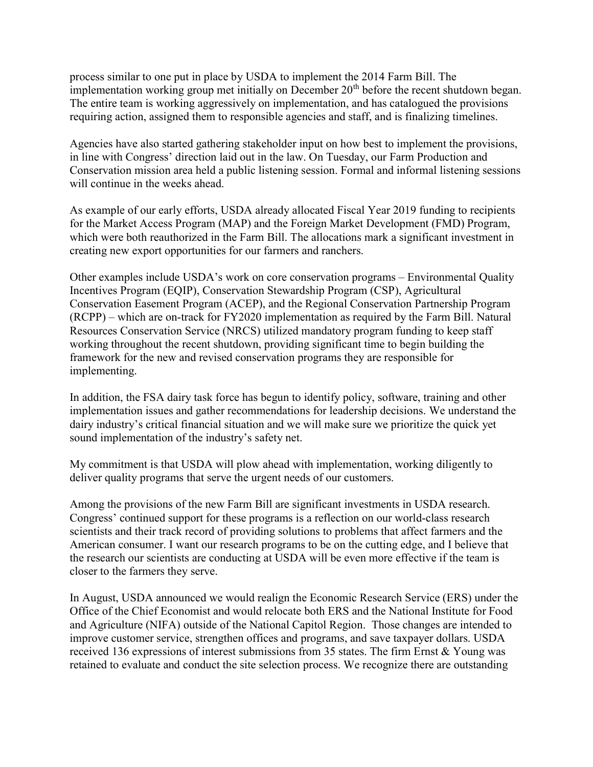process similar to one put in place by USDA to implement the 2014 Farm Bill. The implementation working group met initially on December 20th before the recent shutdown began. The entire team is working aggressively on implementation, and has catalogued the provisions requiring action, assigned them to responsible agencies and staff, and is finalizing timelines.

Agencies have also started gathering stakeholder input on how best to implement the provisions, in line with Congress' direction laid out in the law. On Tuesday, our Farm Production and Conservation mission area held a public listening session. Formal and informal listening sessions will continue in the weeks ahead.

As example of our early efforts, USDA already allocated Fiscal Year 2019 funding to recipients for the Market Access Program (MAP) and the Foreign Market Development (FMD) Program, which were both reauthorized in the Farm Bill. The allocations mark a significant investment in creating new export opportunities for our farmers and ranchers.

Other examples include USDA's work on core conservation programs – Environmental Quality Incentives Program (EQIP), Conservation Stewardship Program (CSP), Agricultural Conservation Easement Program (ACEP), and the Regional Conservation Partnership Program (RCPP) – which are on-track for FY2020 implementation as required by the Farm Bill. Natural Resources Conservation Service (NRCS) utilized mandatory program funding to keep staff working throughout the recent shutdown, providing significant time to begin building the framework for the new and revised conservation programs they are responsible for implementing.

In addition, the FSA dairy task force has begun to identify policy, software, training and other implementation issues and gather recommendations for leadership decisions. We understand the dairy industry's critical financial situation and we will make sure we prioritize the quick yet sound implementation of the industry's safety net.

My commitment is that USDA will plow ahead with implementation, working diligently to deliver quality programs that serve the urgent needs of our customers.

Among the provisions of the new Farm Bill are significant investments in USDA research. Congress' continued support for these programs is a reflection on our world-class research scientists and their track record of providing solutions to problems that affect farmers and the American consumer. I want our research programs to be on the cutting edge, and I believe that the research our scientists are conducting at USDA will be even more effective if the team is closer to the farmers they serve.

In August, USDA announced we would realign the Economic Research Service (ERS) under the Office of the Chief Economist and would relocate both ERS and the National Institute for Food and Agriculture (NIFA) outside of the National Capitol Region. Those changes are intended to improve customer service, strengthen offices and programs, and save taxpayer dollars. USDA received 136 expressions of interest submissions from 35 states. The firm Ernst & Young was retained to evaluate and conduct the site selection process. We recognize there are outstanding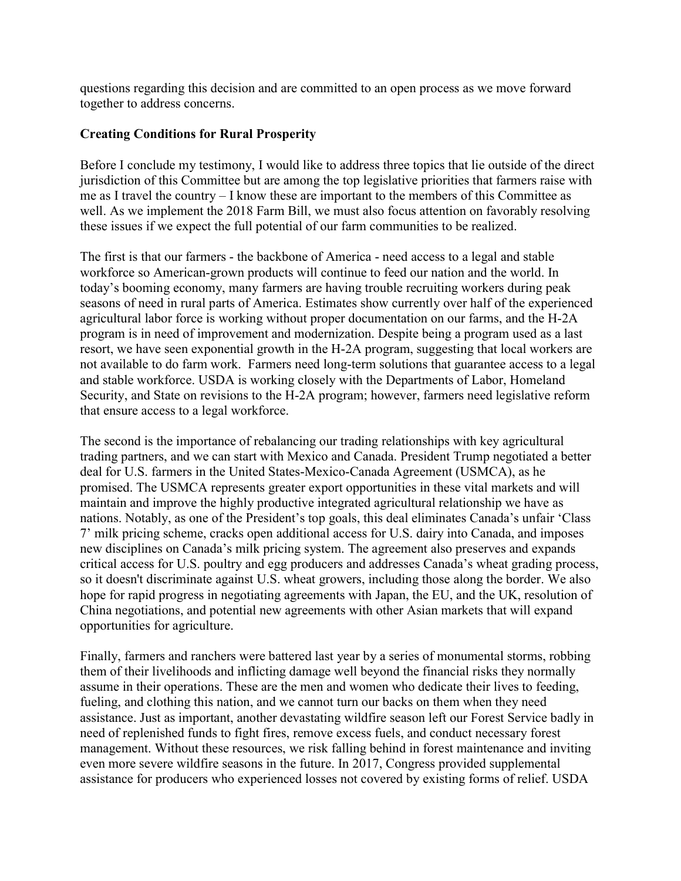questions regarding this decision and are committed to an open process as we move forward together to address concerns.

**Creating Conditions for Rural Prosperity**

Before I conclude my testimony, I would like to address three topics that lie outside of the direct jurisdiction of this Committee but are among the top legislative priorities that farmers raise with me as I travel the country – I know these are important to the members of this Committee as well. As we implement the 2018 Farm Bill, we must also focus attention on favorably resolving these issues if we expect the full potential of our farm communities to be realized.

The first is that our farmers - the backbone of America - need access to a legal and stable workforce so American-grown products will continue to feed our nation and the world. In today's booming economy, many farmers are having trouble recruiting workers during peak seasons of need in rural parts of America. Estimates show currently over half of the experienced agricultural labor force is working without proper documentation on our farms, and the H-2A program is in need of improvement and modernization. Despite being a program used as a last resort, we have seen exponential growth in the H-2A program, suggesting that local workers are not available to do farm work. Farmers need long-term solutions that guarantee access to a legal and stable workforce. USDA is working closely with the Departments of Labor, Homeland Security, and State on revisions to the H-2A program; however, farmers need legislative reform that ensure access to a legal workforce.

The second is the importance of rebalancing our trading relationships with key agricultural trading partners, and we can start with Mexico and Canada. President Trump negotiated a better deal for U.S. farmers in the United States-Mexico-Canada Agreement (USMCA), as he promised. The USMCA represents greater export opportunities in these vital markets and will maintain and improve the highly productive integrated agricultural relationship we have as nations. Notably, as one of the President's top goals, this deal eliminates Canada's unfair 'Class 7' milk pricing scheme, cracks open additional access for U.S. dairy into Canada, and imposes new disciplines on Canada's milk pricing system. The agreement also preserves and expands critical access for U.S. poultry and egg producers and addresses Canada's wheat grading process, so it doesn't discriminate against U.S. wheat growers, including those along the border. We also hope for rapid progress in negotiating agreements with Japan, the EU, and the UK, resolution of China negotiations, and potential new agreements with other Asian markets that will expand opportunities for agriculture.

Finally, farmers and ranchers were battered last year by a series of monumental storms, robbing them of their livelihoods and inflicting damage well beyond the financial risks they normally assume in their operations. These are the men and women who dedicate their lives to feeding, fueling, and clothing this nation, and we cannot turn our backs on them when they need assistance. Just as important, another devastating wildfire season left our Forest Service badly in need of replenished funds to fight fires, remove excess fuels, and conduct necessary forest management. Without these resources, we risk falling behind in forest maintenance and inviting even more severe wildfire seasons in the future. In 2017, Congress provided supplemental assistance for producers who experienced losses not covered by existing forms of relief. USDA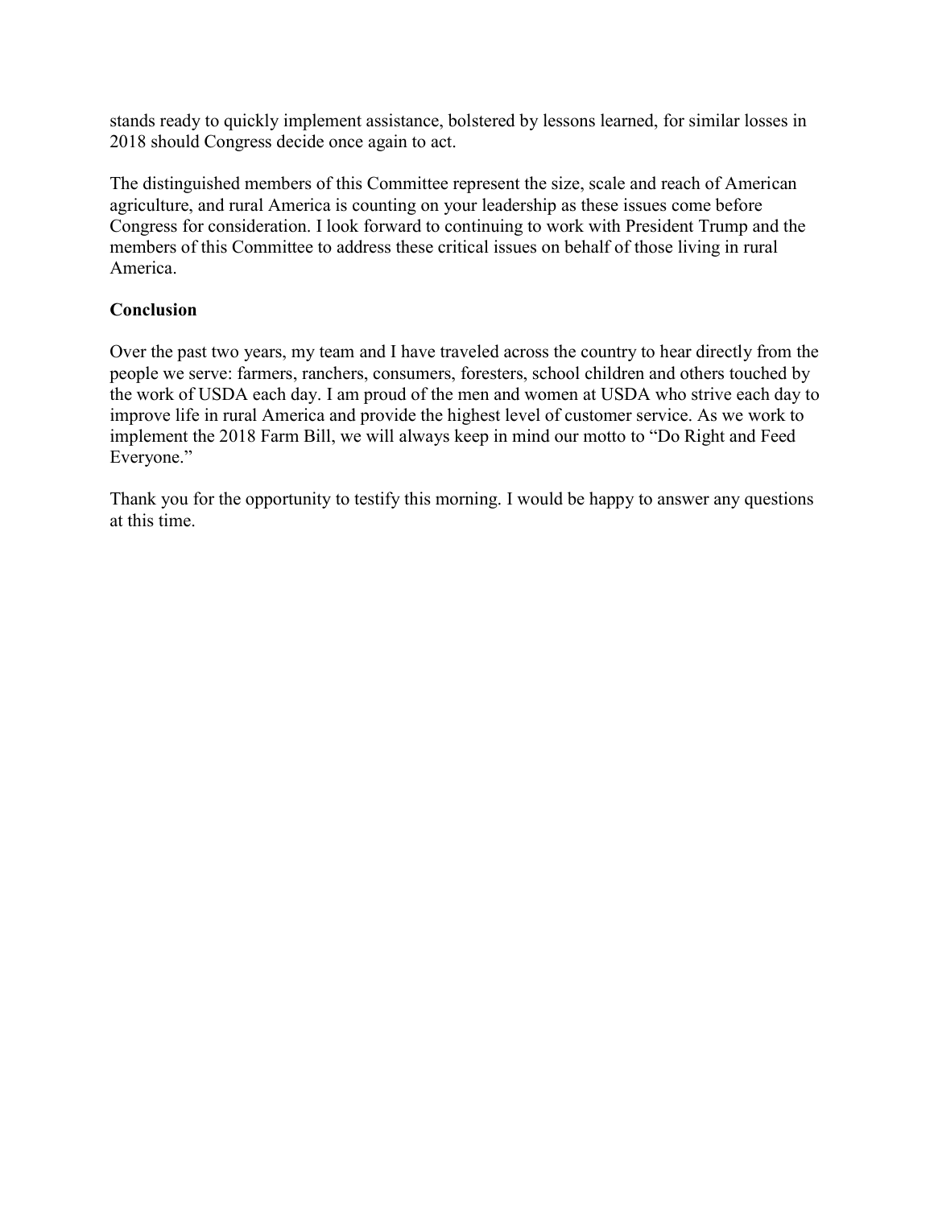stands ready to quickly implement assistance, bolstered by lessons learned, for similar losses in 2018 should Congress decide once again to act.

The distinguished members of this Committee represent the size, scale and reach of American agriculture, and rural America is counting on your leadership as these issues come before Congress for consideration. I look forward to continuing to work with President Trump and the members of this Committee to address these critical issues on behalf of those living in rural America.

**Conclusion**

Over the past two years, my team and I have traveled across the country to hear directly from the people we serve: farmers, ranchers, consumers, foresters, school children and others touched by the work of USDA each day. I am proud of the men and women at USDA who strive each day to improve life in rural America and provide the highest level of customer service. As we work to implement the 2018 Farm Bill, we will always keep in mind our motto to "Do Right and Feed Everyone."

Thank you for the opportunity to testify this morning. I would be happy to answer any questions at this time.